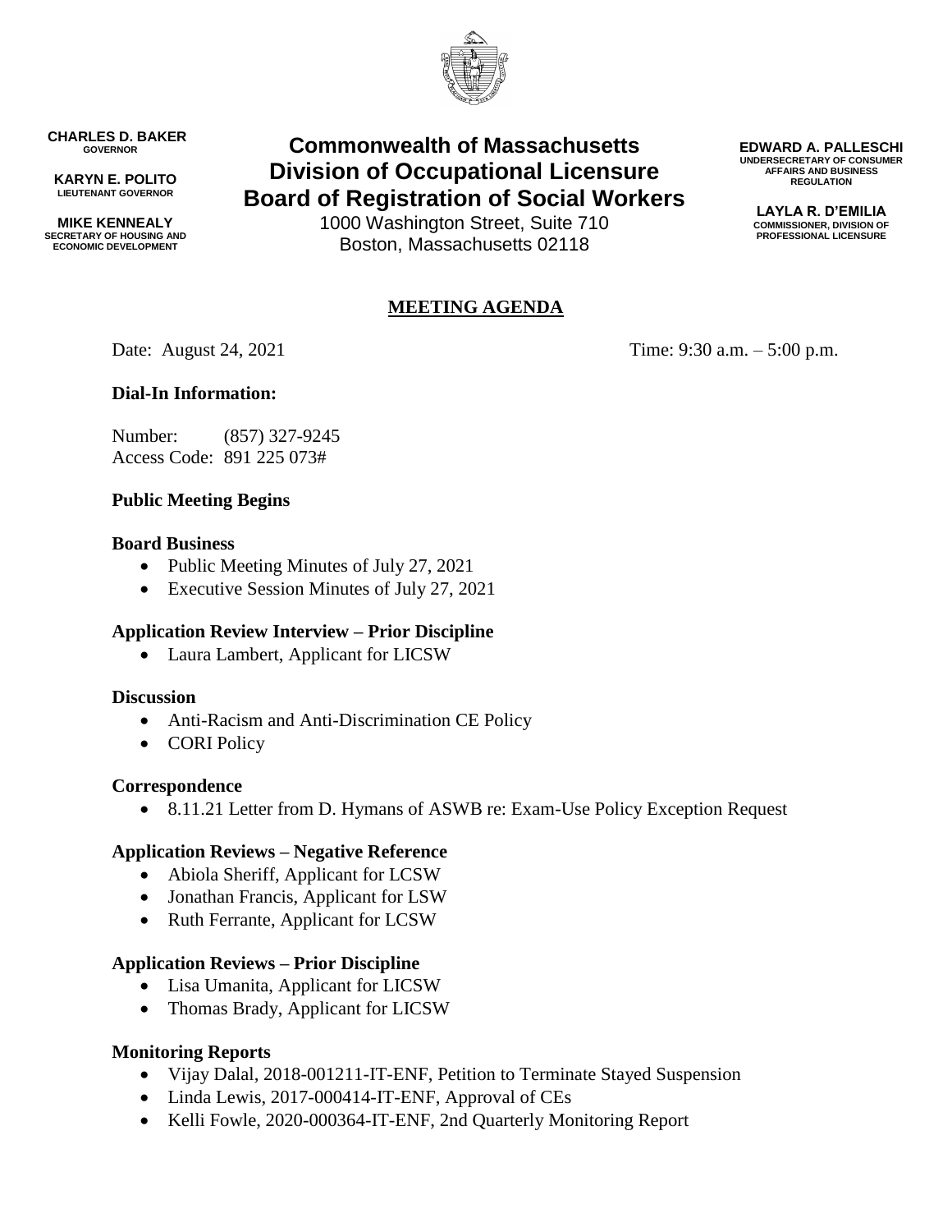**CHARLES D. BAKER**
GOVERNOR

**KARYN E. POLITO**
LIEUTENANT GOVERNOR

**MIKE KENNEALY**
SECRETARY OF HOUSING AND ECONOMIC DEVELOPMENT

# Commonwealth of Massachusetts
# Division of Occupational Licensure
# Board of Registration of Social Workers

1000 Washington Street, Suite 710
Boston, Massachusetts 02118

**EDWARD A. PALLESCHI**
UNDERSECRETARY OF CONSUMER AFFAIRS AND BUSINESS REGULATION

**LAYLA R. D'EMILIA**
COMMISSIONER, DIVISION OF PROFESSIONAL LICENSURE

## MEETING AGENDA

Date: August 24, 2021 Time: 9:30 a.m. – 5:00 p.m.

**Dial-In Information:**

Number: (857) 327-9245
Access Code: 891 225 073#

**Public Meeting Begins**

**Board Business**

- Public Meeting Minutes of July 27, 2021
- Executive Session Minutes of July 27, 2021

**Application Review Interview – Prior Discipline**

- Laura Lambert, Applicant for LICSW

**Discussion**

- Anti-Racism and Anti-Discrimination CE Policy
- CORI Policy

**Correspondence**

- 8.11.21 Letter from D. Hymans of ASWB re: Exam-Use Policy Exception Request

**Application Reviews – Negative Reference**

- Abiola Sheriff, Applicant for LCSW
- Jonathan Francis, Applicant for LSW
- Ruth Ferrante, Applicant for LCSW

**Application Reviews – Prior Discipline**

- Lisa Umanita, Applicant for LICSW
- Thomas Brady, Applicant for LICSW

**Monitoring Reports**

- Vijay Dalal, 2018-001211-IT-ENF, Petition to Terminate Stayed Suspension
- Linda Lewis, 2017-000414-IT-ENF, Approval of CEs
- Kelli Fowle, 2020-000364-IT-ENF, 2nd Quarterly Monitoring Report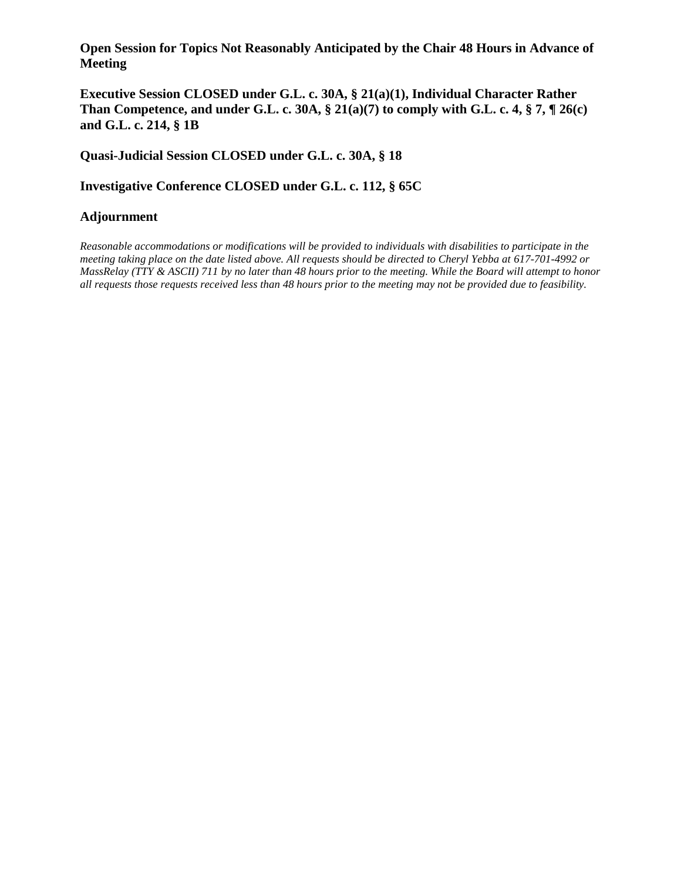**Open Session for Topics Not Reasonably Anticipated by the Chair 48 Hours in Advance of Meeting**

**Executive Session CLOSED under G.L. c. 30A, § 21(a)(1), Individual Character Rather Than Competence, and under G.L. c. 30A, § 21(a)(7) to comply with G.L. c. 4, § 7, ¶ 26(c) and G.L. c. 214, § 1B**

**Quasi-Judicial Session CLOSED under G.L. c. 30A, § 18**

**Investigative Conference CLOSED under G.L. c. 112, § 65C**

**Adjournment**

*Reasonable accommodations or modifications will be provided to individuals with disabilities to participate in the meeting taking place on the date listed above. All requests should be directed to Cheryl Yebba at 617-701-4992 or MassRelay (TTY & ASCII) 711 by no later than 48 hours prior to the meeting. While the Board will attempt to honor all requests those requests received less than 48 hours prior to the meeting may not be provided due to feasibility.*